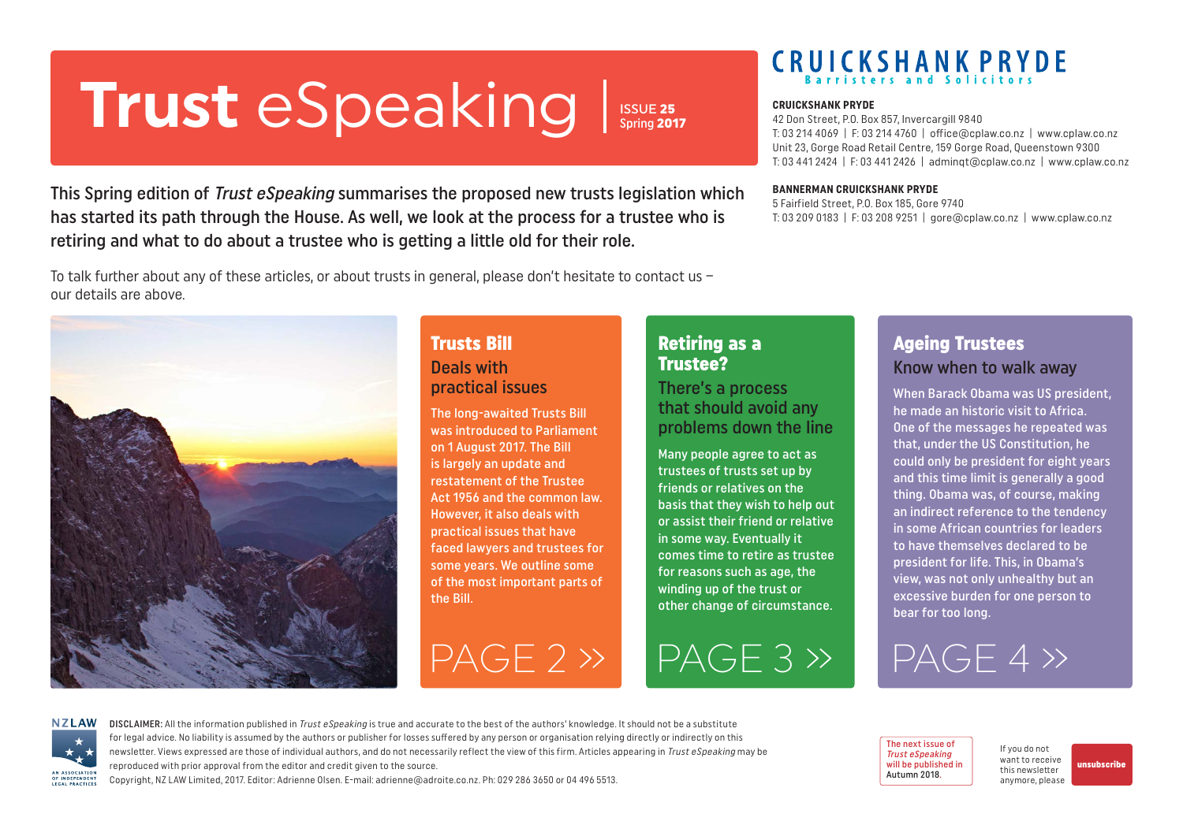# Trust eSpeaking

ISSUE **25**
Spring **2017**

**CRUICKSHANK PRYDE**
Barristers and Solicitors

**CRUICKSHANK PRYDE**
42 Don Street, P.O. Box 857, Invercargill 9840
T: 03 214 4069 | F: 03 214 4760 | office@cplaw.co.nz | www.cplaw.co.nz
Unit 23, Gorge Road Retail Centre, 159 Gorge Road, Queenstown 9300
T: 03 441 2424 | F: 03 441 2426 | adminqt@cplaw.co.nz | www.cplaw.co.nz

**BANNERMAN CRUICKSHANK PRYDE**
5 Fairfield Street, P.O. Box 185, Gore 9740
T: 03 209 0183 | F: 03 208 9251 | gore@cplaw.co.nz | www.cplaw.co.nz

This Spring edition of *Trust eSpeaking* summarises the proposed new trusts legislation which has started its path through the House. As well, we look at the process for a trustee who is retiring and what to do about a trustee who is getting a little old for their role.

To talk further about any of these articles, or about trusts in general, please don't hesitate to contact us – our details are above.

## Trusts Bill

### Deals with practical issues

The long-awaited Trusts Bill was introduced to Parliament on 1 August 2017. The Bill is largely an update and restatement of the Trustee Act 1956 and the common law. However, it also deals with practical issues that have faced lawyers and trustees for some years. We outline some of the most important parts of the Bill.

PAGE 2 »

## Retiring as a Trustee?

### There's a process that should avoid any problems down the line

Many people agree to act as trustees of trusts set up by friends or relatives on the basis that they wish to help out or assist their friend or relative in some way. Eventually it comes time to retire as trustee for reasons such as age, the winding up of the trust or other change of circumstance.

PAGE 3 »

## Ageing Trustees

### Know when to walk away

When Barack Obama was US president, he made an historic visit to Africa. One of the messages he repeated was that, under the US Constitution, he could only be president for eight years and this time limit is generally a good thing. Obama was, of course, making an indirect reference to the tendency in some African countries for leaders to have themselves declared to be president for life. This, in Obama's view, was not only unhealthy but an excessive burden for one person to bear for too long.

PAGE 4 »

NZLAW
AN ASSOCIATION OF INDEPENDENT LEGAL PRACTICES

DISCLAIMER: All the information published in *Trust eSpeaking* is true and accurate to the best of the authors' knowledge. It should not be a substitute for legal advice. No liability is assumed by the authors or publisher for losses suffered by any person or organisation relying directly or indirectly on this newsletter. Views expressed are those of individual authors, and do not necessarily reflect the view of this firm. Articles appearing in *Trust eSpeaking* may be reproduced with prior approval from the editor and credit given to the source.
Copyright, NZ LAW Limited, 2017. Editor: Adrienne Olsen. E-mail: adrienne@adroite.co.nz. Ph: 029 286 3650 or 04 496 5513.

The next issue of *Trust eSpeaking* will be published in Autumn 2018.

If you do not want to receive this newsletter anymore, please **unsubscribe**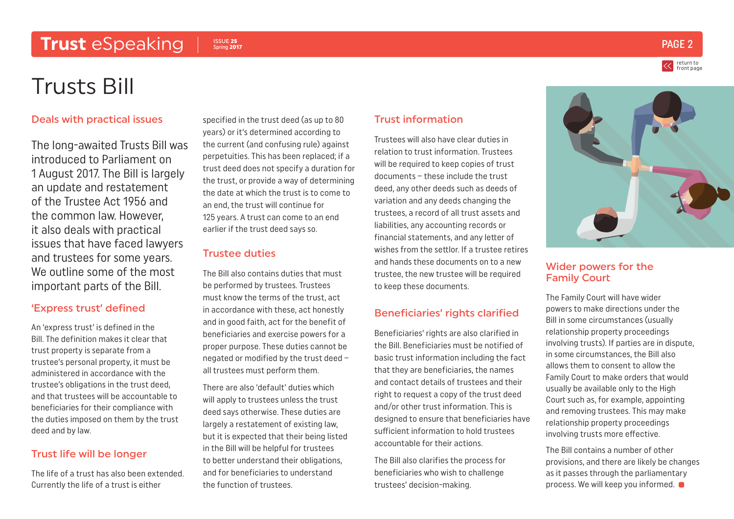# Trusts Bill

## Deals with practical issues

The long-awaited Trusts Bill was introduced to Parliament on 1 August 2017. The Bill is largely an update and restatement of the Trustee Act 1956 and the common law. However, it also deals with practical issues that have faced lawyers and trustees for some years. We outline some of the most important parts of the Bill.

## 'Express trust' defined

An 'express trust' is defined in the Bill. The definition makes it clear that trust property is separate from a trustee's personal property, it must be administered in accordance with the trustee's obligations in the trust deed, and that trustees will be accountable to beneficiaries for their compliance with the duties imposed on them by the trust deed and by law.

## Trust life will be longer

The life of a trust has also been extended. Currently the life of a trust is either specified in the trust deed (as up to 80 years) or it's determined according to the current (and confusing rule) against perpetuities. This has been replaced; if a trust deed does not specify a duration for the trust, or provide a way of determining the date at which the trust is to come to an end, the trust will continue for 125 years. A trust can come to an end earlier if the trust deed says so.

## Trustee duties

The Bill also contains duties that must be performed by trustees. Trustees must know the terms of the trust, act in accordance with these, act honestly and in good faith, act for the benefit of beneficiaries and exercise powers for a proper purpose. These duties cannot be negated or modified by the trust deed – all trustees must perform them.

There are also 'default' duties which will apply to trustees unless the trust deed says otherwise. These duties are largely a restatement of existing law, but it is expected that their being listed in the Bill will be helpful for trustees to better understand their obligations, and for beneficiaries to understand the function of trustees.

## Trust information

Trustees will also have clear duties in relation to trust information. Trustees will be required to keep copies of trust documents – these include the trust deed, any other deeds such as deeds of variation and any deeds changing the trustees, a record of all trust assets and liabilities, any accounting records or financial statements, and any letter of wishes from the settlor. If a trustee retires and hands these documents on to a new trustee, the new trustee will be required to keep these documents.

## Beneficiaries' rights clarified

Beneficiaries' rights are also clarified in the Bill. Beneficiaries must be notified of basic trust information including the fact that they are beneficiaries, the names and contact details of trustees and their right to request a copy of the trust deed and/or other trust information. This is designed to ensure that beneficiaries have sufficient information to hold trustees accountable for their actions.

The Bill also clarifies the process for beneficiaries who wish to challenge trustees' decision-making.

## Wider powers for the Family Court

The Family Court will have wider powers to make directions under the Bill in some circumstances (usually relationship property proceedings involving trusts). If parties are in dispute, in some circumstances, the Bill also allows them to consent to allow the Family Court to make orders that would usually be available only to the High Court such as, for example, appointing and removing trustees. This may make relationship property proceedings involving trusts more effective.

The Bill contains a number of other provisions, and there are likely be changes as it passes through the parliamentary process. We will keep you informed.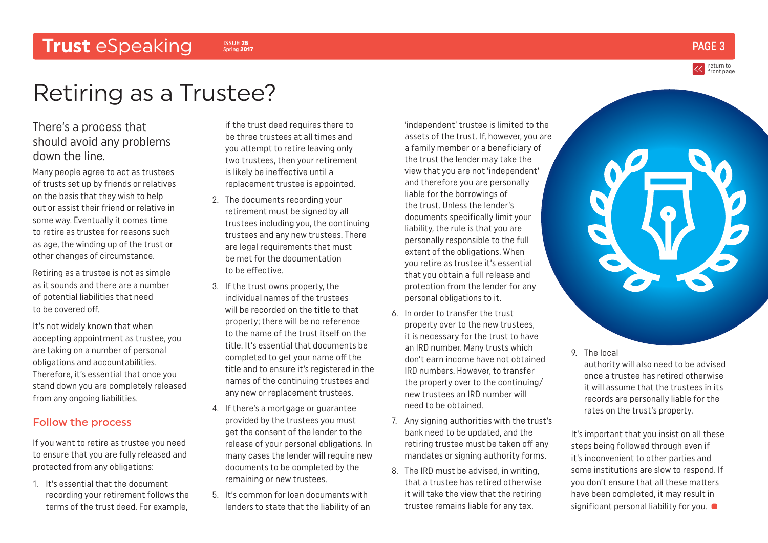# Retiring as a Trustee?

## There's a process that should avoid any problems down the line.

Many people agree to act as trustees of trusts set up by friends or relatives on the basis that they wish to help out or assist their friend or relative in some way. Eventually it comes time to retire as trustee for reasons such as age, the winding up of the trust or other changes of circumstance.

Retiring as a trustee is not as simple as it sounds and there are a number of potential liabilities that need to be covered off.

It's not widely known that when accepting appointment as trustee, you are taking on a number of personal obligations and accountabilities. Therefore, it's essential that once you stand down you are completely released from any ongoing liabilities.

### Follow the process

If you want to retire as trustee you need to ensure that you are fully released and protected from any obligations:

1. It's essential that the document recording your retirement follows the terms of the trust deed. For example, if the trust deed requires there to be three trustees at all times and you attempt to retire leaving only two trustees, then your retirement is likely be ineffective until a replacement trustee is appointed.
2. The documents recording your retirement must be signed by all trustees including you, the continuing trustees and any new trustees. There are legal requirements that must be met for the documentation to be effective.
3. If the trust owns property, the individual names of the trustees will be recorded on the title to that property; there will be no reference to the name of the trust itself on the title. It's essential that documents be completed to get your name off the title and to ensure it's registered in the names of the continuing trustees and any new or replacement trustees.
4. If there's a mortgage or guarantee provided by the trustees you must get the consent of the lender to the release of your personal obligations. In many cases the lender will require new documents to be completed by the remaining or new trustees.
5. It's common for loan documents with lenders to state that the liability of an 'independent' trustee is limited to the assets of the trust. If, however, you are a family member or a beneficiary of the trust the lender may take the view that you are not 'independent' and therefore you are personally liable for the borrowings of the trust. Unless the lender's documents specifically limit your liability, the rule is that you are personally responsible to the full extent of the obligations. When you retire as trustee it's essential that you obtain a full release and protection from the lender for any personal obligations to it.
6. In order to transfer the trust property over to the new trustees, it is necessary for the trust to have an IRD number. Many trusts which don't earn income have not obtained IRD numbers. However, to transfer the property over to the continuing/new trustees an IRD number will need to be obtained.
7. Any signing authorities with the trust's bank need to be updated, and the retiring trustee must be taken off any mandates or signing authority forms.
8. The IRD must be advised, in writing, that a trustee has retired otherwise it will take the view that the retiring trustee remains liable for any tax.
9. The local authority will also need to be advised once a trustee has retired otherwise it will assume that the trustees in its records are personally liable for the rates on the trust's property.

It's important that you insist on all these steps being followed through even if it's inconvenient to other parties and some institutions are slow to respond. If you don't ensure that all these matters have been completed, it may result in significant personal liability for you.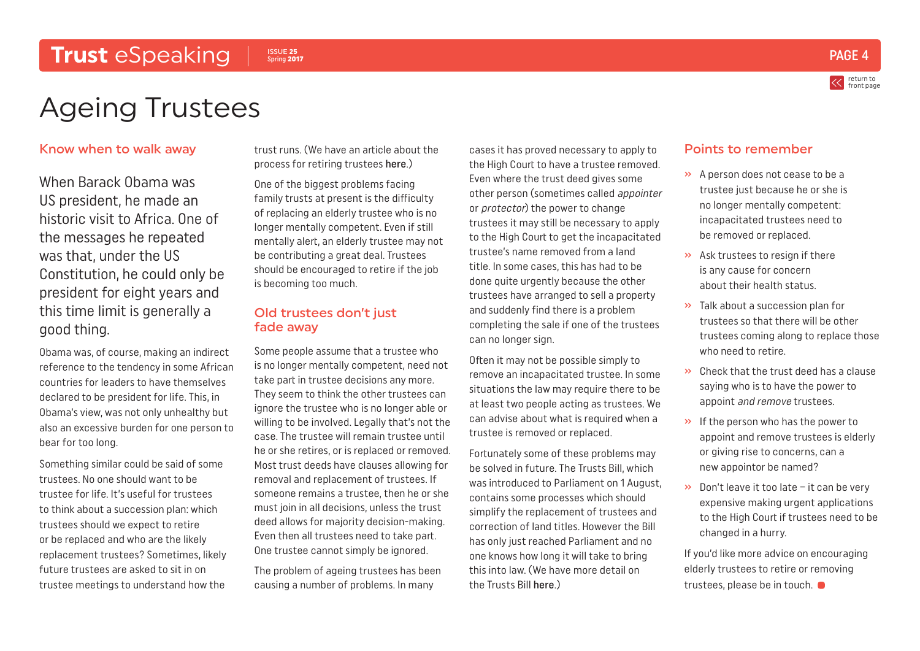# Ageing Trustees

## Know when to walk away

When Barack Obama was US president, he made an historic visit to Africa. One of the messages he repeated was that, under the US Constitution, he could only be president for eight years and this time limit is generally a good thing.

Obama was, of course, making an indirect reference to the tendency in some African countries for leaders to have themselves declared to be president for life. This, in Obama's view, was not only unhealthy but also an excessive burden for one person to bear for too long.

Something similar could be said of some trustees. No one should want to be trustee for life. It's useful for trustees to think about a succession plan: which trustees should we expect to retire or be replaced and who are the likely replacement trustees? Sometimes, likely future trustees are asked to sit in on trustee meetings to understand how the trust runs. (We have an article about the process for retiring trustees **here**.)

One of the biggest problems facing family trusts at present is the difficulty of replacing an elderly trustee who is no longer mentally competent. Even if still mentally alert, an elderly trustee may not be contributing a great deal. Trustees should be encouraged to retire if the job is becoming too much.

## Old trustees don't just fade away

Some people assume that a trustee who is no longer mentally competent, need not take part in trustee decisions any more. They seem to think the other trustees can ignore the trustee who is no longer able or willing to be involved. Legally that's not the case. The trustee will remain trustee until he or she retires, or is replaced or removed. Most trust deeds have clauses allowing for removal and replacement of trustees. If someone remains a trustee, then he or she must join in all decisions, unless the trust deed allows for majority decision-making. Even then all trustees need to take part. One trustee cannot simply be ignored.

The problem of ageing trustees has been causing a number of problems. In many cases it has proved necessary to apply to the High Court to have a trustee removed. Even where the trust deed gives some other person (sometimes called *appointer* or *protector*) the power to change trustees it may still be necessary to apply to the High Court to get the incapacitated trustee's name removed from a land title. In some cases, this has had to be done quite urgently because the other trustees have arranged to sell a property and suddenly find there is a problem completing the sale if one of the trustees can no longer sign.

Often it may not be possible simply to remove an incapacitated trustee. In some situations the law may require there to be at least two people acting as trustees. We can advise about what is required when a trustee is removed or replaced.

Fortunately some of these problems may be solved in future. The Trusts Bill, which was introduced to Parliament on 1 August, contains some processes which should simplify the replacement of trustees and correction of land titles. However the Bill has only just reached Parliament and no one knows how long it will take to bring this into law. (We have more detail on the Trusts Bill **here**.)

## Points to remember

- A person does not cease to be a trustee just because he or she is no longer mentally competent: incapacitated trustees need to be removed or replaced.
- Ask trustees to resign if there is any cause for concern about their health status.
- Talk about a succession plan for trustees so that there will be other trustees coming along to replace those who need to retire.
- Check that the trust deed has a clause saying who is to have the power to appoint *and remove* trustees.
- If the person who has the power to appoint and remove trustees is elderly or giving rise to concerns, can a new appointor be named?
- Don't leave it too late – it can be very expensive making urgent applications to the High Court if trustees need to be changed in a hurry.

If you'd like more advice on encouraging elderly trustees to retire or removing trustees, please be in touch.